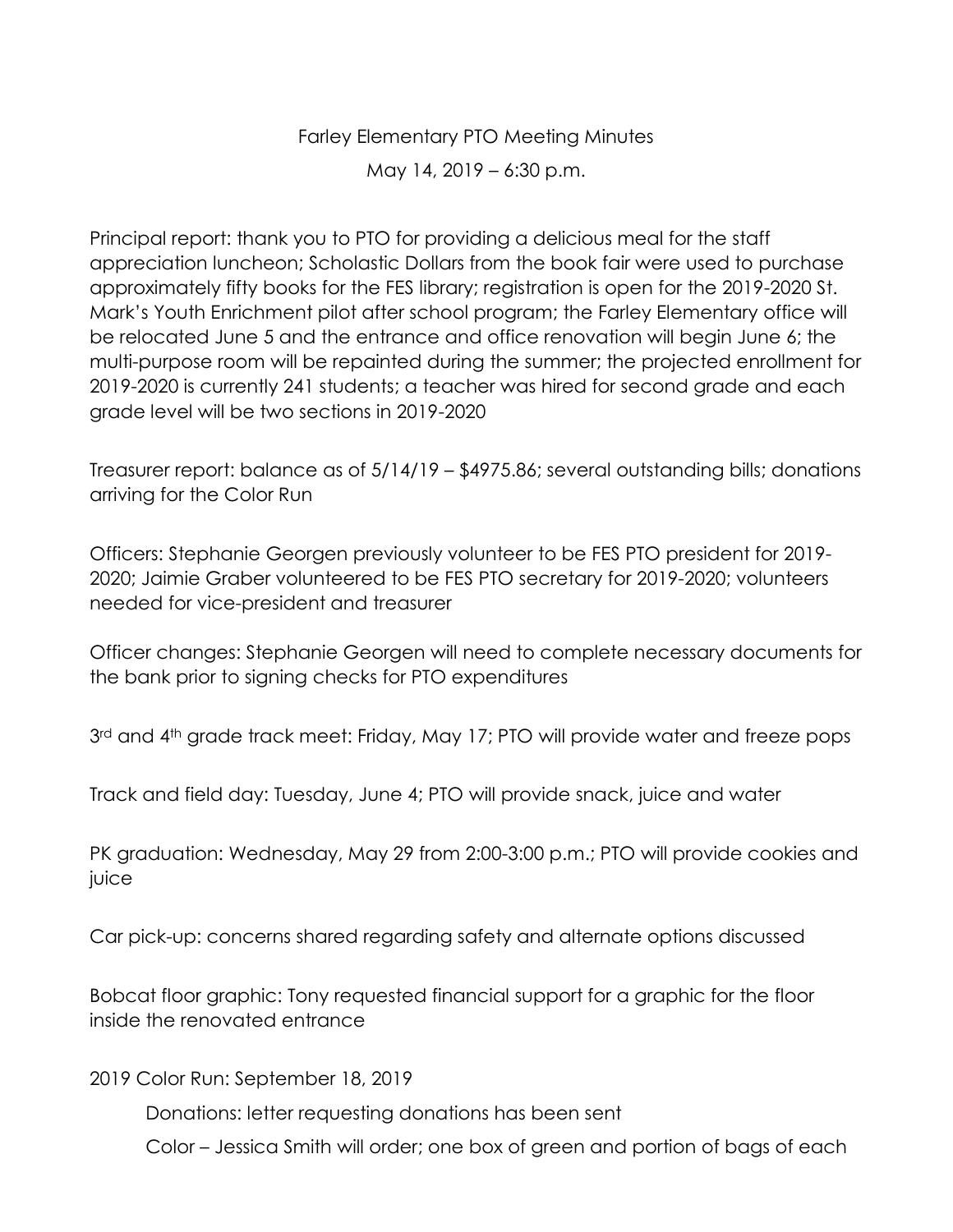# Farley Elementary PTO Meeting Minutes

May 14, 2019 – 6:30 p.m.

Principal report: thank you to PTO for providing a delicious meal for the staff appreciation luncheon; Scholastic Dollars from the book fair were used to purchase approximately fifty books for the FES library; registration is open for the 2019-2020 St. Mark's Youth Enrichment pilot after school program; the Farley Elementary office will be relocated June 5 and the entrance and office renovation will begin June 6; the multi-purpose room will be repainted during the summer; the projected enrollment for 2019-2020 is currently 241 students; a teacher was hired for second grade and each grade level will be two sections in 2019-2020

Treasurer report: balance as of 5/14/19 – $4975.86; several outstanding bills; donations arriving for the Color Run

Officers: Stephanie Georgen previously volunteer to be FES PTO president for 2019-2020; Jaimie Graber volunteered to be FES PTO secretary for 2019-2020; volunteers needed for vice-president and treasurer

Officer changes: Stephanie Georgen will need to complete necessary documents for the bank prior to signing checks for PTO expenditures

3rd and 4th grade track meet: Friday, May 17; PTO will provide water and freeze pops

Track and field day: Tuesday, June 4; PTO will provide snack, juice and water

PK graduation: Wednesday, May 29 from 2:00-3:00 p.m.; PTO will provide cookies and juice

Car pick-up: concerns shared regarding safety and alternate options discussed

Bobcat floor graphic: Tony requested financial support for a graphic for the floor inside the renovated entrance

2019 Color Run: September 18, 2019

- Donations: letter requesting donations has been sent
- Color – Jessica Smith will order; one box of green and portion of bags of each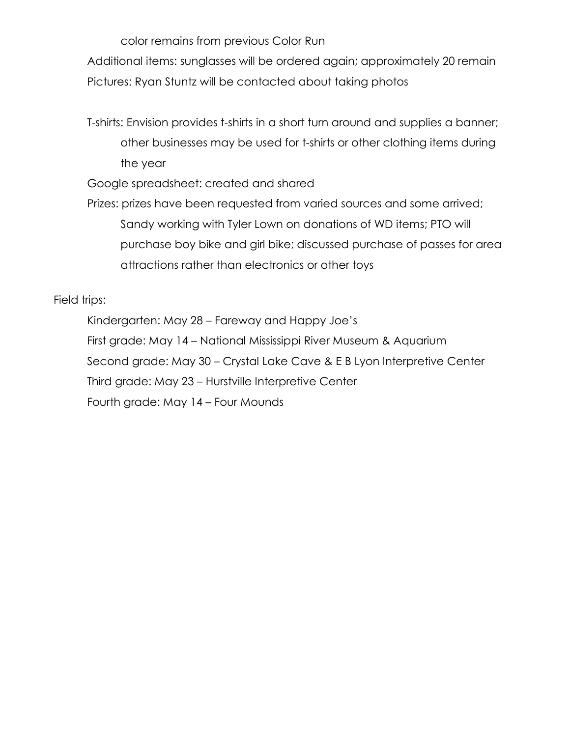color remains from previous Color Run

Additional items: sunglasses will be ordered again; approximately 20 remain

Pictures: Ryan Stuntz will be contacted about taking photos

T-shirts: Envision provides t-shirts in a short turn around and supplies a banner; other businesses may be used for t-shirts or other clothing items during the year

Google spreadsheet: created and shared

Prizes: prizes have been requested from varied sources and some arrived; Sandy working with Tyler Lown on donations of WD items; PTO will purchase boy bike and girl bike; discussed purchase of passes for area attractions rather than electronics or other toys

Field trips:

Kindergarten: May 28 – Fareway and Happy Joe's

First grade: May 14 – National Mississippi River Museum & Aquarium

Second grade: May 30 – Crystal Lake Cave & E B Lyon Interpretive Center

Third grade: May 23 – Hurstville Interpretive Center

Fourth grade: May 14 – Four Mounds